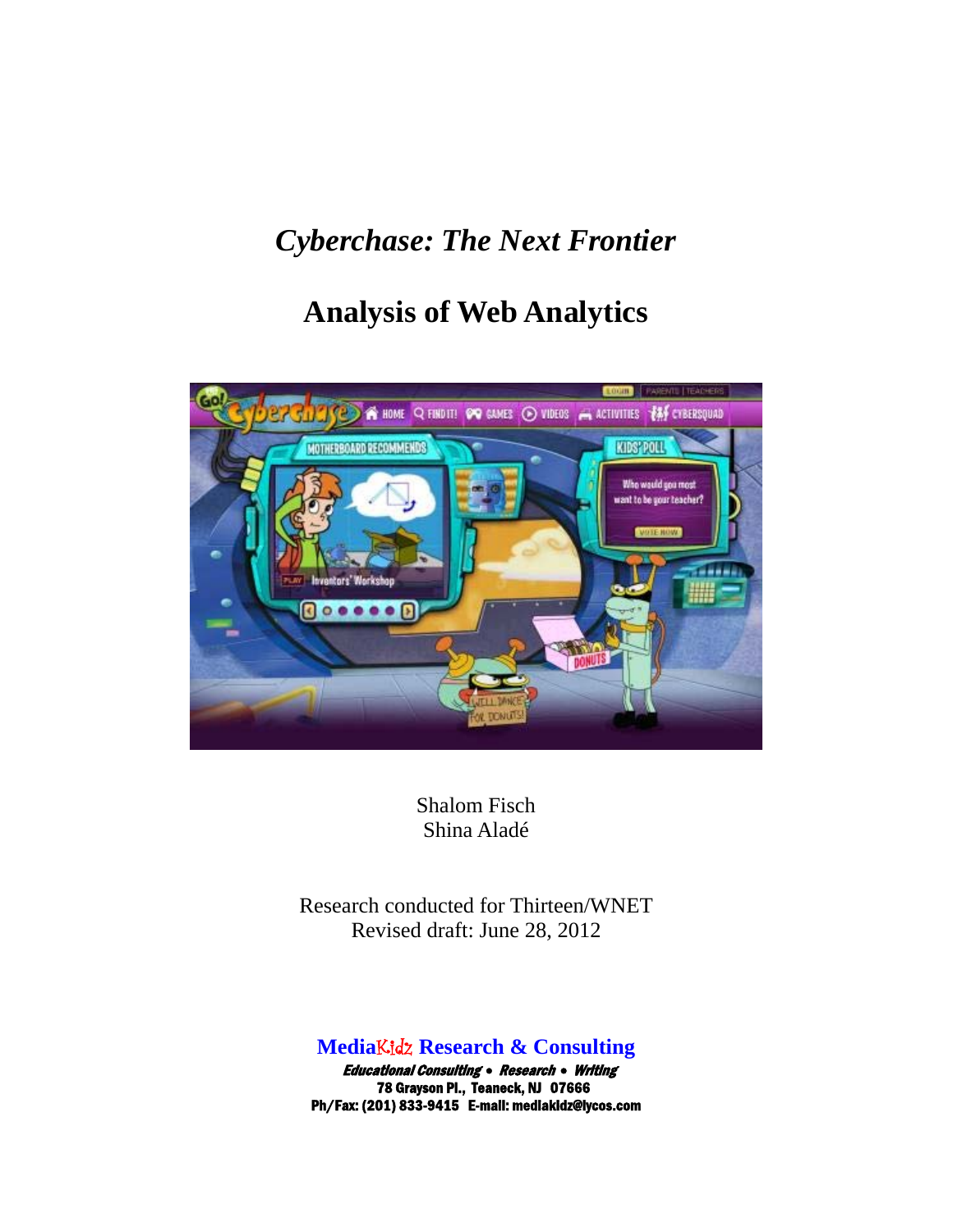# *Cyberchase: The Next Frontier*

## Analysis of Web Analytics

Shalom Fisch
Shina Aladé

Research conducted for Thirteen/WNET
Revised draft: June 28, 2012

**MediaKidz Research & Consulting**
***Educational Consulting • Research • Writing***
**78 Grayson Pl., Teaneck, NJ 07666**
**Ph/Fax: (201) 833-9415 E-mail: mediakidz@lycos.com**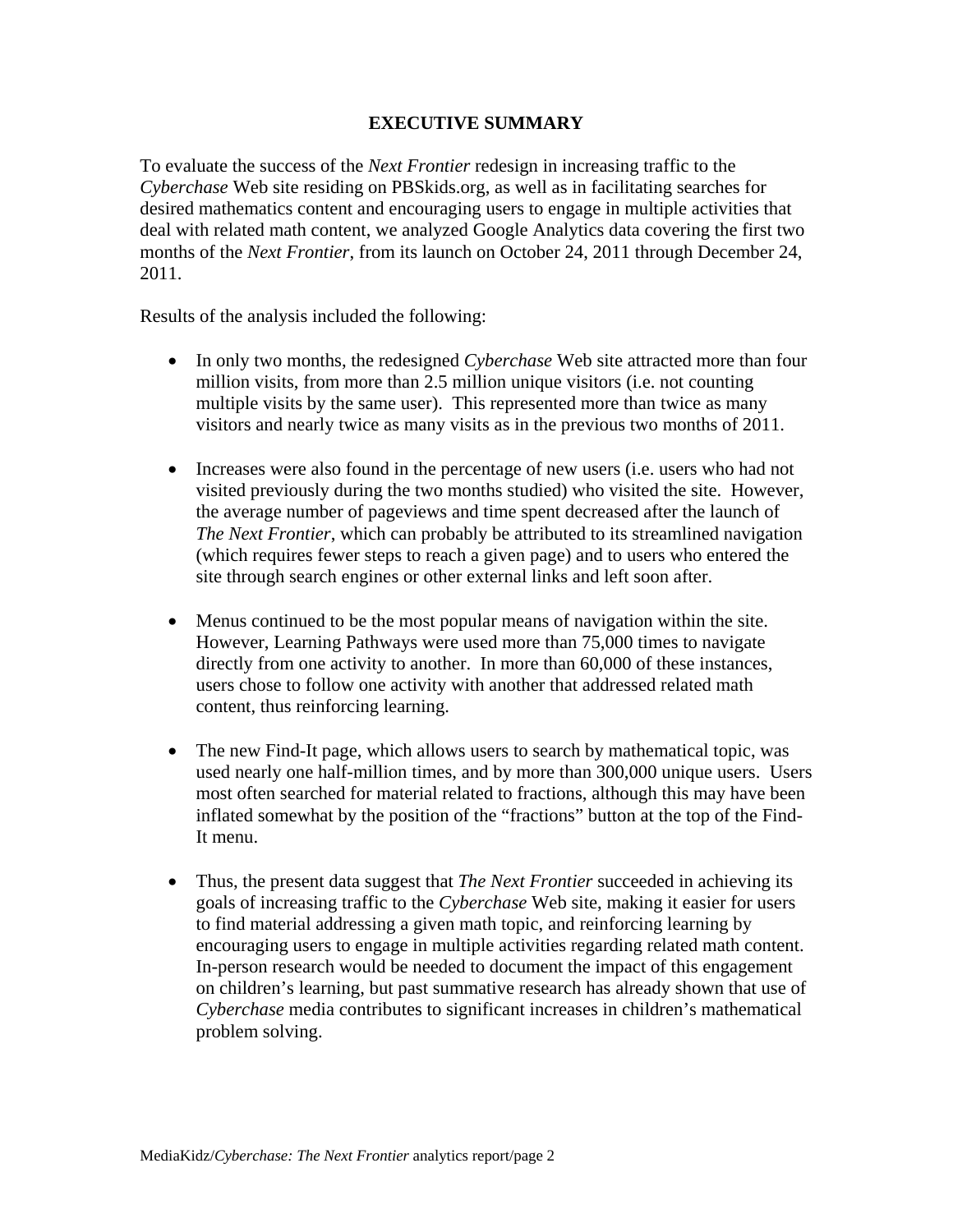# EXECUTIVE SUMMARY

To evaluate the success of the *Next Frontier* redesign in increasing traffic to the *Cyberchase* Web site residing on PBSkids.org, as well as in facilitating searches for desired mathematics content and encouraging users to engage in multiple activities that deal with related math content, we analyzed Google Analytics data covering the first two months of the *Next Frontier*, from its launch on October 24, 2011 through December 24, 2011.

Results of the analysis included the following:

- In only two months, the redesigned *Cyberchase* Web site attracted more than four million visits, from more than 2.5 million unique visitors (i.e. not counting multiple visits by the same user). This represented more than twice as many visitors and nearly twice as many visits as in the previous two months of 2011.

- Increases were also found in the percentage of new users (i.e. users who had not visited previously during the two months studied) who visited the site. However, the average number of pageviews and time spent decreased after the launch of *The Next Frontier*, which can probably be attributed to its streamlined navigation (which requires fewer steps to reach a given page) and to users who entered the site through search engines or other external links and left soon after.

- Menus continued to be the most popular means of navigation within the site. However, Learning Pathways were used more than 75,000 times to navigate directly from one activity to another. In more than 60,000 of these instances, users chose to follow one activity with another that addressed related math content, thus reinforcing learning.

- The new Find-It page, which allows users to search by mathematical topic, was used nearly one half-million times, and by more than 300,000 unique users. Users most often searched for material related to fractions, although this may have been inflated somewhat by the position of the "fractions" button at the top of the Find-It menu.

- Thus, the present data suggest that *The Next Frontier* succeeded in achieving its goals of increasing traffic to the *Cyberchase* Web site, making it easier for users to find material addressing a given math topic, and reinforcing learning by encouraging users to engage in multiple activities regarding related math content. In-person research would be needed to document the impact of this engagement on children's learning, but past summative research has already shown that use of *Cyberchase* media contributes to significant increases in children's mathematical problem solving.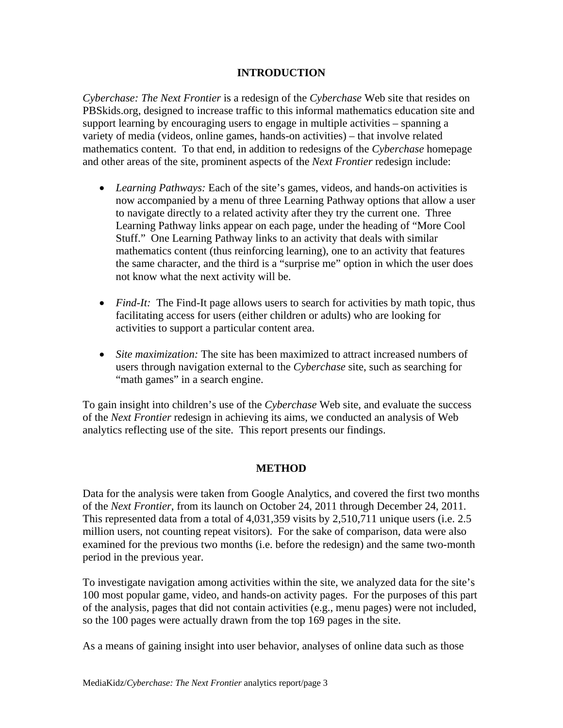## INTRODUCTION

*Cyberchase: The Next Frontier* is a redesign of the *Cyberchase* Web site that resides on PBSkids.org, designed to increase traffic to this informal mathematics education site and support learning by encouraging users to engage in multiple activities – spanning a variety of media (videos, online games, hands-on activities) – that involve related mathematics content. To that end, in addition to redesigns of the *Cyberchase* homepage and other areas of the site, prominent aspects of the *Next Frontier* redesign include:

- *Learning Pathways:* Each of the site's games, videos, and hands-on activities is now accompanied by a menu of three Learning Pathway options that allow a user to navigate directly to a related activity after they try the current one. Three Learning Pathway links appear on each page, under the heading of "More Cool Stuff." One Learning Pathway links to an activity that deals with similar mathematics content (thus reinforcing learning), one to an activity that features the same character, and the third is a "surprise me" option in which the user does not know what the next activity will be.

- *Find-It:* The Find-It page allows users to search for activities by math topic, thus facilitating access for users (either children or adults) who are looking for activities to support a particular content area.

- *Site maximization:* The site has been maximized to attract increased numbers of users through navigation external to the *Cyberchase* site, such as searching for "math games" in a search engine.

To gain insight into children's use of the *Cyberchase* Web site, and evaluate the success of the *Next Frontier* redesign in achieving its aims, we conducted an analysis of Web analytics reflecting use of the site. This report presents our findings.

## METHOD

Data for the analysis were taken from Google Analytics, and covered the first two months of the *Next Frontier*, from its launch on October 24, 2011 through December 24, 2011. This represented data from a total of 4,031,359 visits by 2,510,711 unique users (i.e. 2.5 million users, not counting repeat visitors). For the sake of comparison, data were also examined for the previous two months (i.e. before the redesign) and the same two-month period in the previous year.

To investigate navigation among activities within the site, we analyzed data for the site's 100 most popular game, video, and hands-on activity pages. For the purposes of this part of the analysis, pages that did not contain activities (e.g., menu pages) were not included, so the 100 pages were actually drawn from the top 169 pages in the site.

As a means of gaining insight into user behavior, analyses of online data such as those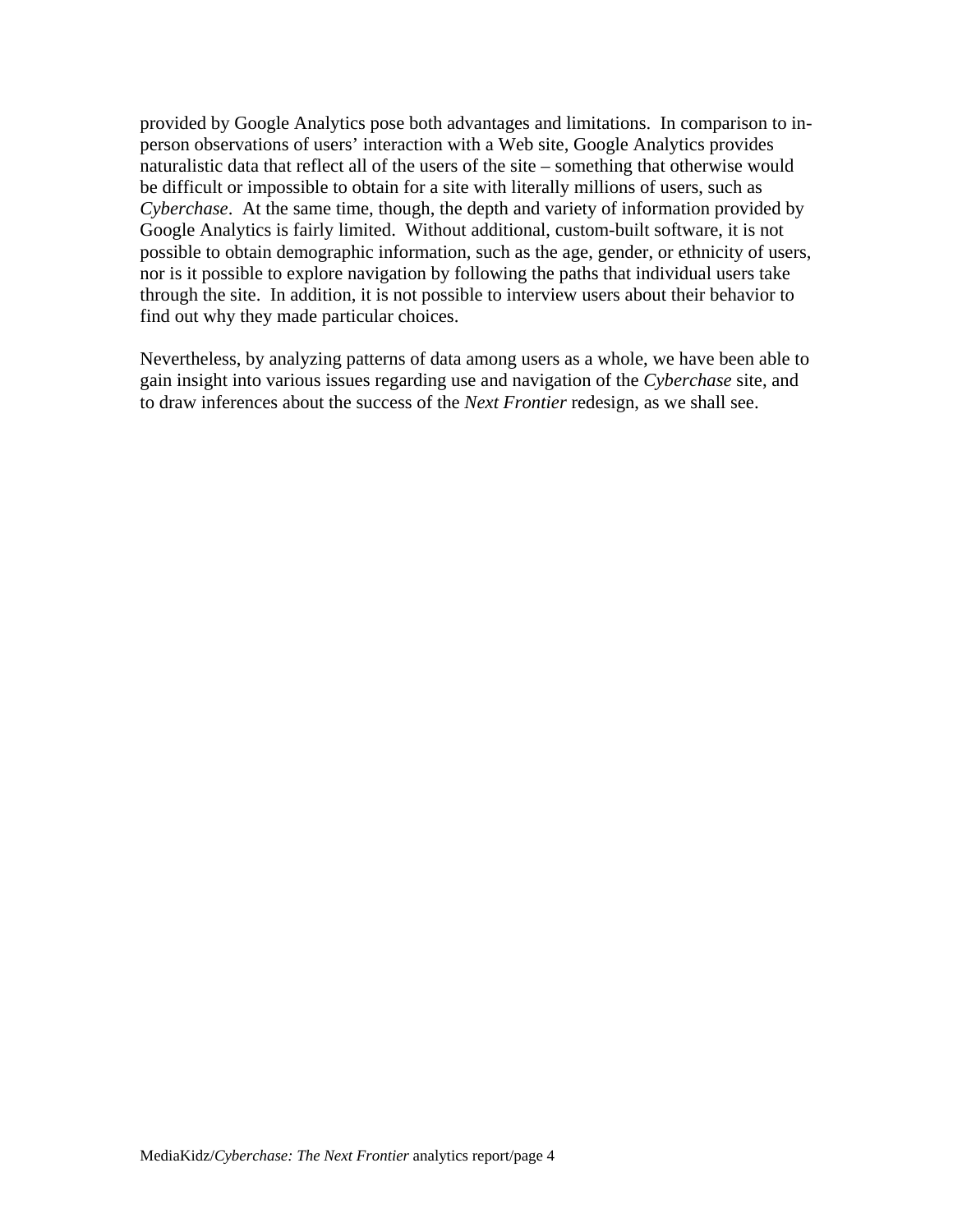provided by Google Analytics pose both advantages and limitations. In comparison to in-person observations of users' interaction with a Web site, Google Analytics provides naturalistic data that reflect all of the users of the site – something that otherwise would be difficult or impossible to obtain for a site with literally millions of users, such as *Cyberchase*. At the same time, though, the depth and variety of information provided by Google Analytics is fairly limited. Without additional, custom-built software, it is not possible to obtain demographic information, such as the age, gender, or ethnicity of users, nor is it possible to explore navigation by following the paths that individual users take through the site. In addition, it is not possible to interview users about their behavior to find out why they made particular choices.

Nevertheless, by analyzing patterns of data among users as a whole, we have been able to gain insight into various issues regarding use and navigation of the *Cyberchase* site, and to draw inferences about the success of the *Next Frontier* redesign, as we shall see.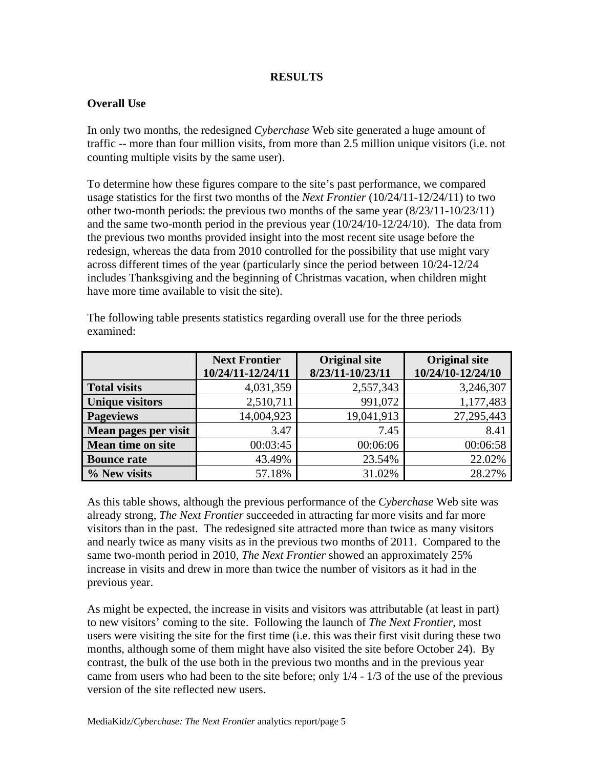# RESULTS

## Overall Use

In only two months, the redesigned *Cyberchase* Web site generated a huge amount of traffic -- more than four million visits, from more than 2.5 million unique visitors (i.e. not counting multiple visits by the same user).

To determine how these figures compare to the site's past performance, we compared usage statistics for the first two months of the *Next Frontier* (10/24/11-12/24/11) to two other two-month periods: the previous two months of the same year (8/23/11-10/23/11) and the same two-month period in the previous year (10/24/10-12/24/10). The data from the previous two months provided insight into the most recent site usage before the redesign, whereas the data from 2010 controlled for the possibility that use might vary across different times of the year (particularly since the period between 10/24-12/24 includes Thanksgiving and the beginning of Christmas vacation, when children might have more time available to visit the site).

The following table presents statistics regarding overall use for the three periods examined:

| | Next Frontier 10/24/11-12/24/11 | Original site 8/23/11-10/23/11 | Original site 10/24/10-12/24/10 |
|---|---|---|---|
| **Total visits** | 4,031,359 | 2,557,343 | 3,246,307 |
| **Unique visitors** | 2,510,711 | 991,072 | 1,177,483 |
| **Pageviews** | 14,004,923 | 19,041,913 | 27,295,443 |
| **Mean pages per visit** | 3.47 | 7.45 | 8.41 |
| **Mean time on site** | 00:03:45 | 00:06:06 | 00:06:58 |
| **Bounce rate** | 43.49% | 23.54% | 22.02% |
| **% New visits** | 57.18% | 31.02% | 28.27% |

As this table shows, although the previous performance of the *Cyberchase* Web site was already strong, *The Next Frontier* succeeded in attracting far more visits and far more visitors than in the past. The redesigned site attracted more than twice as many visitors and nearly twice as many visits as in the previous two months of 2011. Compared to the same two-month period in 2010, *The Next Frontier* showed an approximately 25% increase in visits and drew in more than twice the number of visitors as it had in the previous year.

As might be expected, the increase in visits and visitors was attributable (at least in part) to new visitors' coming to the site. Following the launch of *The Next Frontier*, most users were visiting the site for the first time (i.e. this was their first visit during these two months, although some of them might have also visited the site before October 24). By contrast, the bulk of the use both in the previous two months and in the previous year came from users who had been to the site before; only 1/4 - 1/3 of the use of the previous version of the site reflected new users.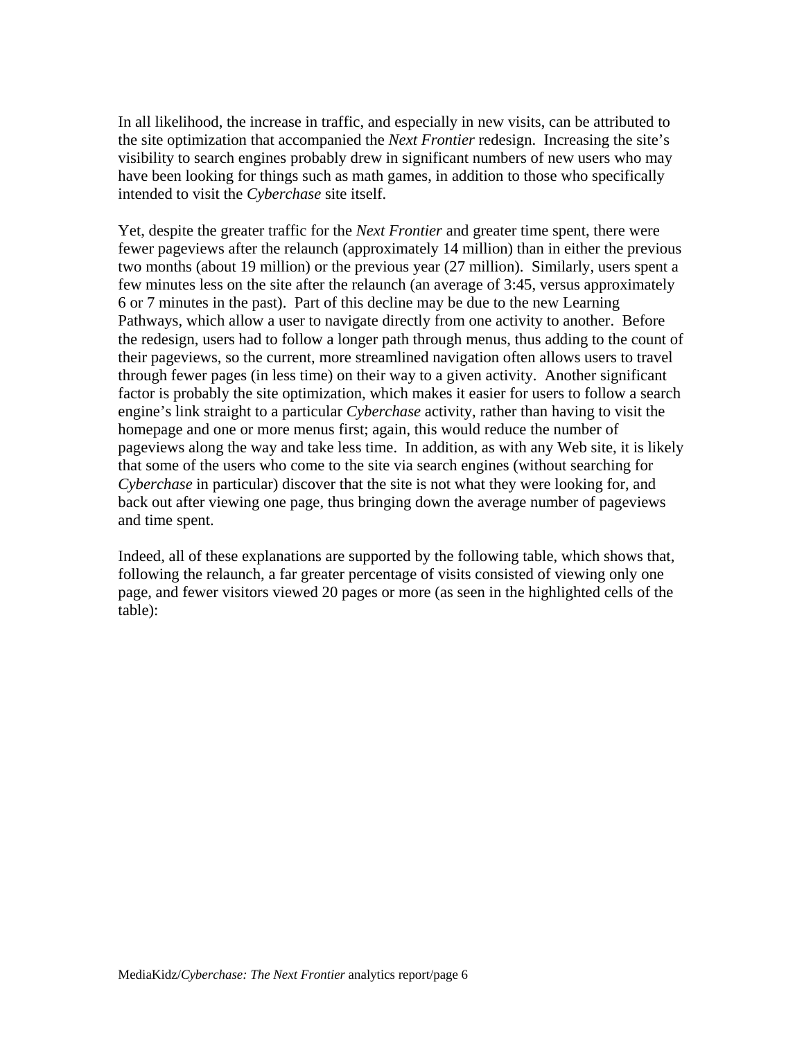In all likelihood, the increase in traffic, and especially in new visits, can be attributed to the site optimization that accompanied the *Next Frontier* redesign. Increasing the site's visibility to search engines probably drew in significant numbers of new users who may have been looking for things such as math games, in addition to those who specifically intended to visit the *Cyberchase* site itself.

Yet, despite the greater traffic for the *Next Frontier* and greater time spent, there were fewer pageviews after the relaunch (approximately 14 million) than in either the previous two months (about 19 million) or the previous year (27 million). Similarly, users spent a few minutes less on the site after the relaunch (an average of 3:45, versus approximately 6 or 7 minutes in the past). Part of this decline may be due to the new Learning Pathways, which allow a user to navigate directly from one activity to another. Before the redesign, users had to follow a longer path through menus, thus adding to the count of their pageviews, so the current, more streamlined navigation often allows users to travel through fewer pages (in less time) on their way to a given activity. Another significant factor is probably the site optimization, which makes it easier for users to follow a search engine's link straight to a particular *Cyberchase* activity, rather than having to visit the homepage and one or more menus first; again, this would reduce the number of pageviews along the way and take less time. In addition, as with any Web site, it is likely that some of the users who come to the site via search engines (without searching for *Cyberchase* in particular) discover that the site is not what they were looking for, and back out after viewing one page, thus bringing down the average number of pageviews and time spent.

Indeed, all of these explanations are supported by the following table, which shows that, following the relaunch, a far greater percentage of visits consisted of viewing only one page, and fewer visitors viewed 20 pages or more (as seen in the highlighted cells of the table):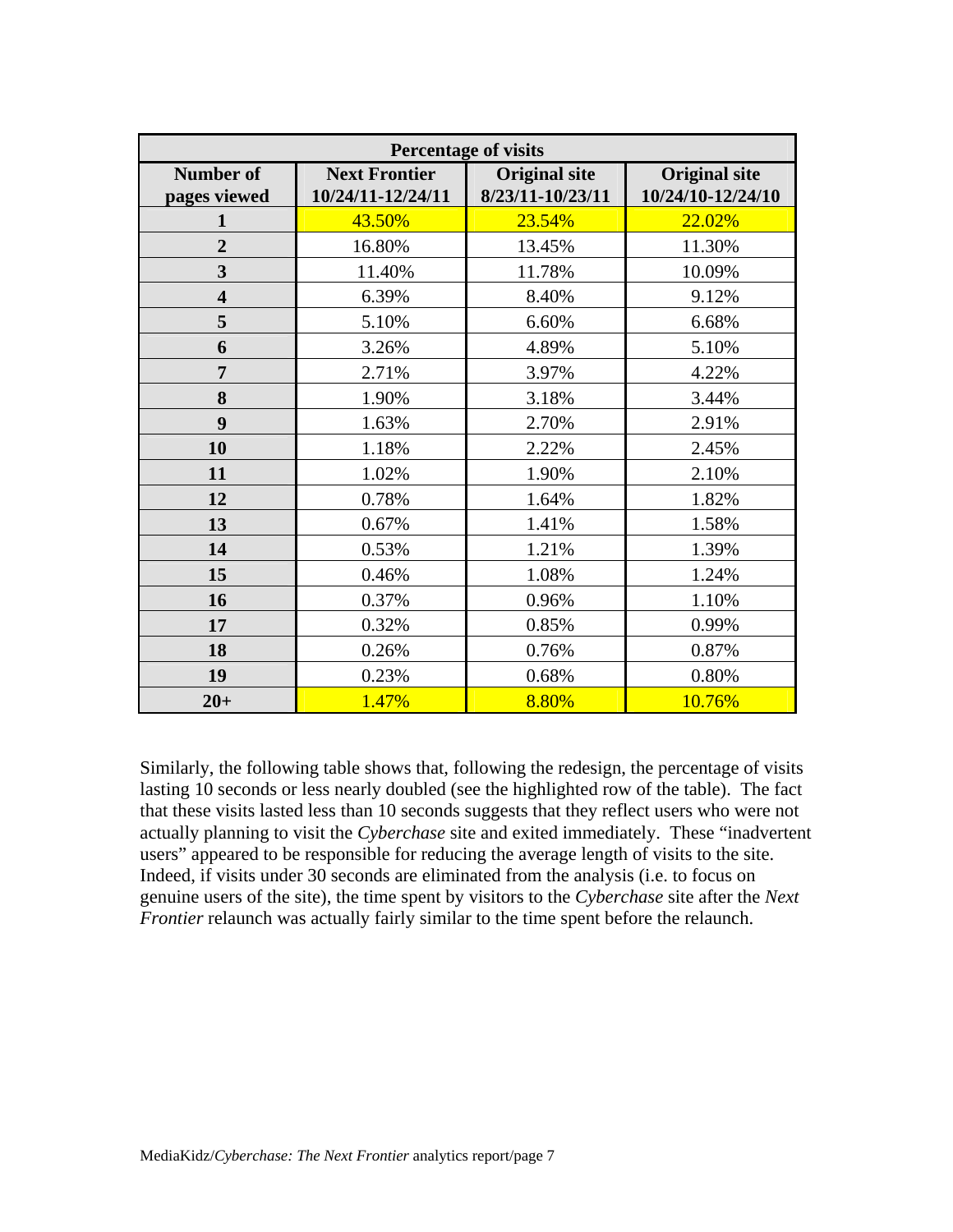| Percentage of visits | | | |
|---|---|---|---|
| **Number of pages viewed** | **Next Frontier 10/24/11-12/24/11** | **Original site 8/23/11-10/23/11** | **Original site 10/24/10-12/24/10** |
| **1** | 43.50% | 23.54% | 22.02% |
| **2** | 16.80% | 13.45% | 11.30% |
| **3** | 11.40% | 11.78% | 10.09% |
| **4** | 6.39% | 8.40% | 9.12% |
| **5** | 5.10% | 6.60% | 6.68% |
| **6** | 3.26% | 4.89% | 5.10% |
| **7** | 2.71% | 3.97% | 4.22% |
| **8** | 1.90% | 3.18% | 3.44% |
| **9** | 1.63% | 2.70% | 2.91% |
| **10** | 1.18% | 2.22% | 2.45% |
| **11** | 1.02% | 1.90% | 2.10% |
| **12** | 0.78% | 1.64% | 1.82% |
| **13** | 0.67% | 1.41% | 1.58% |
| **14** | 0.53% | 1.21% | 1.39% |
| **15** | 0.46% | 1.08% | 1.24% |
| **16** | 0.37% | 0.96% | 1.10% |
| **17** | 0.32% | 0.85% | 0.99% |
| **18** | 0.26% | 0.76% | 0.87% |
| **19** | 0.23% | 0.68% | 0.80% |
| **20+** | 1.47% | 8.80% | 10.76% |

Similarly, the following table shows that, following the redesign, the percentage of visits lasting 10 seconds or less nearly doubled (see the highlighted row of the table). The fact that these visits lasted less than 10 seconds suggests that they reflect users who were not actually planning to visit the *Cyberchase* site and exited immediately. These "inadvertent users" appeared to be responsible for reducing the average length of visits to the site. Indeed, if visits under 30 seconds are eliminated from the analysis (i.e. to focus on genuine users of the site), the time spent by visitors to the *Cyberchase* site after the *Next Frontier* relaunch was actually fairly similar to the time spent before the relaunch.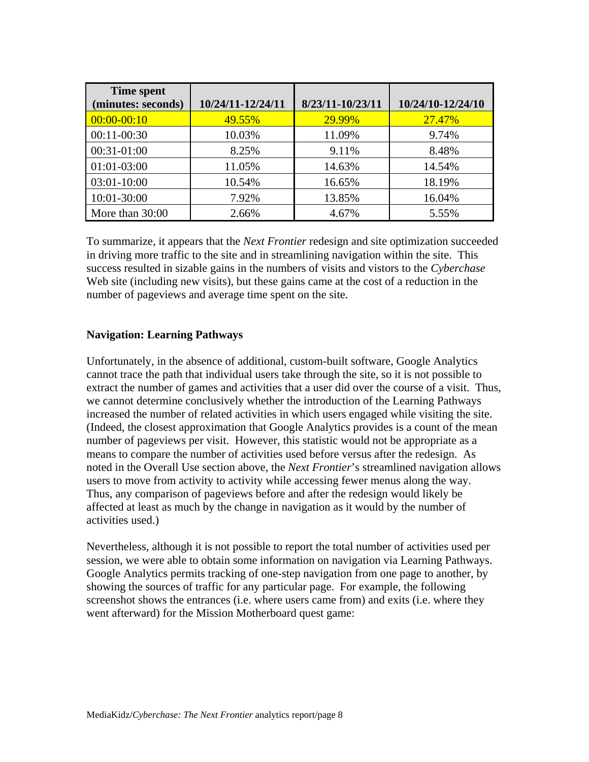| Time spent (minutes: seconds) | 10/24/11-12/24/11 | 8/23/11-10/23/11 | 10/24/10-12/24/10 |
| --- | --- | --- | --- |
| 00:00-00:10 | 49.55% | 29.99% | 27.47% |
| 00:11-00:30 | 10.03% | 11.09% | 9.74% |
| 00:31-01:00 | 8.25% | 9.11% | 8.48% |
| 01:01-03:00 | 11.05% | 14.63% | 14.54% |
| 03:01-10:00 | 10.54% | 16.65% | 18.19% |
| 10:01-30:00 | 7.92% | 13.85% | 16.04% |
| More than 30:00 | 2.66% | 4.67% | 5.55% |

To summarize, it appears that the *Next Frontier* redesign and site optimization succeeded in driving more traffic to the site and in streamlining navigation within the site. This success resulted in sizable gains in the numbers of visits and vistors to the *Cyberchase* Web site (including new visits), but these gains came at the cost of a reduction in the number of pageviews and average time spent on the site.

**Navigation: Learning Pathways**

Unfortunately, in the absence of additional, custom-built software, Google Analytics cannot trace the path that individual users take through the site, so it is not possible to extract the number of games and activities that a user did over the course of a visit. Thus, we cannot determine conclusively whether the introduction of the Learning Pathways increased the number of related activities in which users engaged while visiting the site. (Indeed, the closest approximation that Google Analytics provides is a count of the mean number of pageviews per visit. However, this statistic would not be appropriate as a means to compare the number of activities used before versus after the redesign. As noted in the Overall Use section above, the *Next Frontier*'s streamlined navigation allows users to move from activity to activity while accessing fewer menus along the way. Thus, any comparison of pageviews before and after the redesign would likely be affected at least as much by the change in navigation as it would by the number of activities used.)

Nevertheless, although it is not possible to report the total number of activities used per session, we were able to obtain some information on navigation via Learning Pathways. Google Analytics permits tracking of one-step navigation from one page to another, by showing the sources of traffic for any particular page. For example, the following screenshot shows the entrances (i.e. where users came from) and exits (i.e. where they went afterward) for the Mission Motherboard quest game: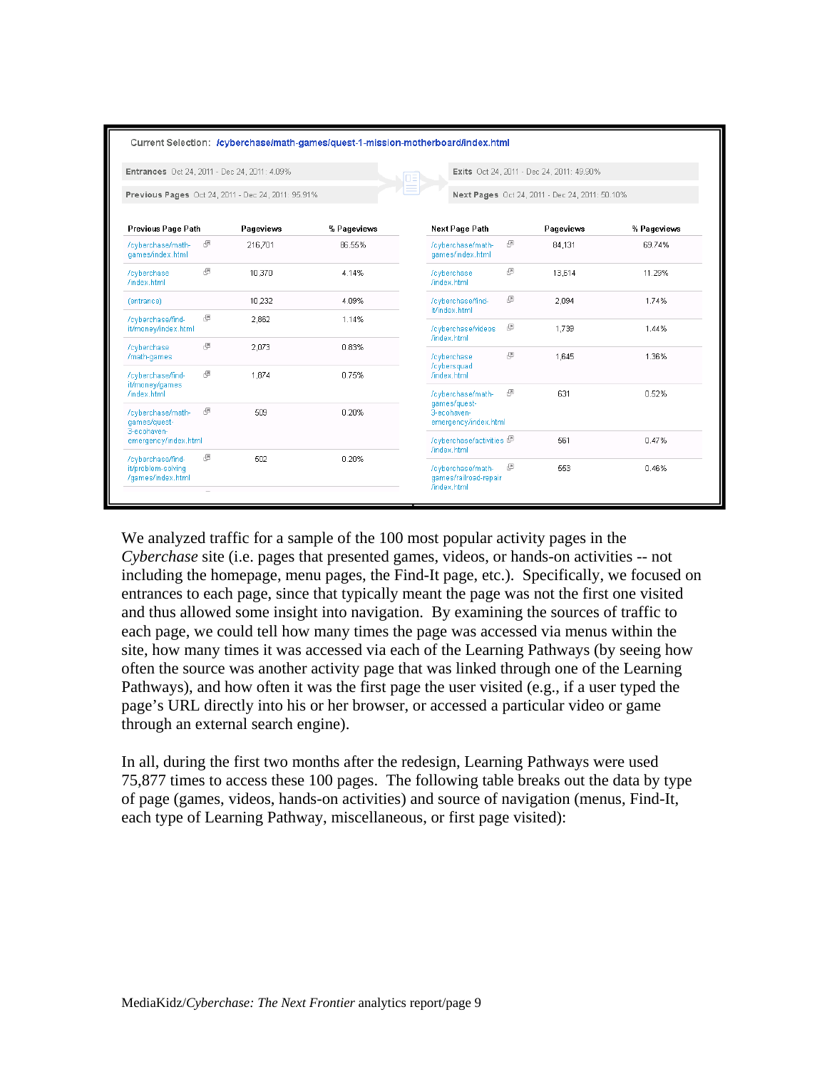Current Selection: /cyberchase/math-games/quest-1-mission-motherboard/index.html

Entrances Oct 24, 2011 - Dec 24, 2011: 4.09%

Previous Pages Oct 24, 2011 - Dec 24, 2011: 95.91%

Exits Oct 24, 2011 - Dec 24, 2011: 49.90%

Next Pages Oct 24, 2011 - Dec 24, 2011: 50.10%

| Previous Page Path | Pageviews | % Pageviews |
|---|---|---|
| /cyberchase/math-games/index.html | 216,701 | 86.55% |
| /cyberchase/index.html | 10,370 | 4.14% |
| (entrance) | 10,232 | 4.09% |
| /cyberchase/find-it/money/index.html | 2,862 | 1.14% |
| /cyberchase/math-games | 2,073 | 0.83% |
| /cyberchase/find-it/money/games/index.html | 1,874 | 0.75% |
| /cyberchase/math-games/quest-3-ecohaven-emergency/index.html | 509 | 0.20% |
| /cyberchase/find-it/problem-solving/games/index.html | 502 | 0.20% |

| Next Page Path | Pageviews | % Pageviews |
|---|---|---|
| /cyberchase/math-games/index.html | 84,131 | 69.74% |
| /cyberchase/index.html | 13,614 | 11.29% |
| /cyberchase/find-it/index.html | 2,094 | 1.74% |
| /cyberchase/videos/index.html | 1,739 | 1.44% |
| /cyberchase/cybersquad/index.html | 1,645 | 1.36% |
| /cyberchase/math-games/quest-3-ecohaven-emergency/index.html | 631 | 0.52% |
| /cyberchase/activities/index.html | 561 | 0.47% |
| /cyberchase/math-games/railroad-repair/index.html | 553 | 0.46% |

We analyzed traffic for a sample of the 100 most popular activity pages in the *Cyberchase* site (i.e. pages that presented games, videos, or hands-on activities -- not including the homepage, menu pages, the Find-It page, etc.). Specifically, we focused on entrances to each page, since that typically meant the page was not the first one visited and thus allowed some insight into navigation. By examining the sources of traffic to each page, we could tell how many times the page was accessed via menus within the site, how many times it was accessed via each of the Learning Pathways (by seeing how often the source was another activity page that was linked through one of the Learning Pathways), and how often it was the first page the user visited (e.g., if a user typed the page's URL directly into his or her browser, or accessed a particular video or game through an external search engine).

In all, during the first two months after the redesign, Learning Pathways were used 75,877 times to access these 100 pages. The following table breaks out the data by type of page (games, videos, hands-on activities) and source of navigation (menus, Find-It, each type of Learning Pathway, miscellaneous, or first page visited):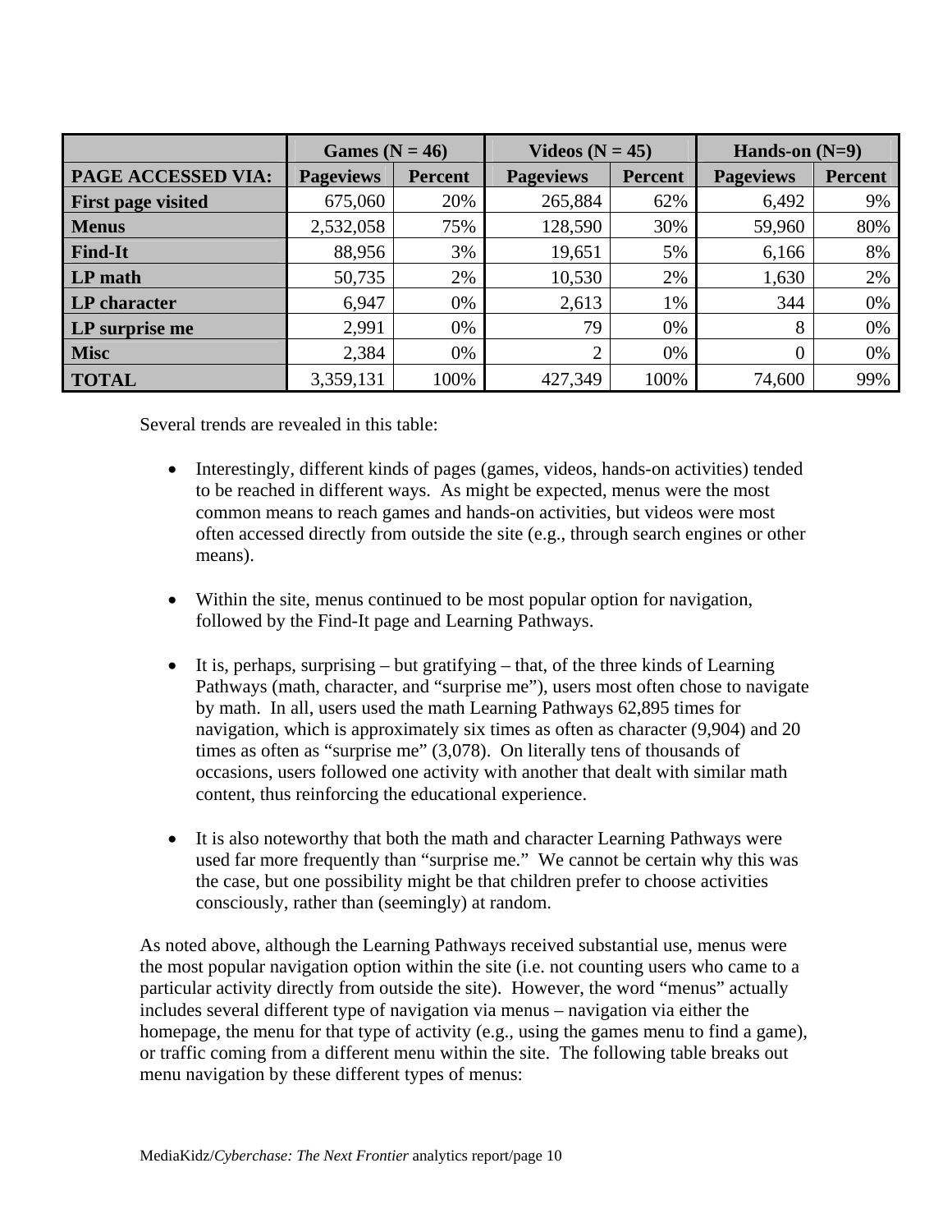| | Games (N = 46) | | Videos (N = 45) | | Hands-on (N=9) | |
|---|---|---|---|---|---|---|
| **PAGE ACCESSED VIA:** | **Pageviews** | **Percent** | **Pageviews** | **Percent** | **Pageviews** | **Percent** |
| **First page visited** | 675,060 | 20% | 265,884 | 62% | 6,492 | 9% |
| **Menus** | 2,532,058 | 75% | 128,590 | 30% | 59,960 | 80% |
| **Find-It** | 88,956 | 3% | 19,651 | 5% | 6,166 | 8% |
| **LP math** | 50,735 | 2% | 10,530 | 2% | 1,630 | 2% |
| **LP character** | 6,947 | 0% | 2,613 | 1% | 344 | 0% |
| **LP surprise me** | 2,991 | 0% | 79 | 0% | 8 | 0% |
| **Misc** | 2,384 | 0% | 2 | 0% | 0 | 0% |
| **TOTAL** | 3,359,131 | 100% | 427,349 | 100% | 74,600 | 99% |

Several trends are revealed in this table:

- Interestingly, different kinds of pages (games, videos, hands-on activities) tended to be reached in different ways. As might be expected, menus were the most common means to reach games and hands-on activities, but videos were most often accessed directly from outside the site (e.g., through search engines or other means).

- Within the site, menus continued to be most popular option for navigation, followed by the Find-It page and Learning Pathways.

- It is, perhaps, surprising – but gratifying – that, of the three kinds of Learning Pathways (math, character, and "surprise me"), users most often chose to navigate by math. In all, users used the math Learning Pathways 62,895 times for navigation, which is approximately six times as often as character (9,904) and 20 times as often as "surprise me" (3,078). On literally tens of thousands of occasions, users followed one activity with another that dealt with similar math content, thus reinforcing the educational experience.

- It is also noteworthy that both the math and character Learning Pathways were used far more frequently than "surprise me." We cannot be certain why this was the case, but one possibility might be that children prefer to choose activities consciously, rather than (seemingly) at random.

As noted above, although the Learning Pathways received substantial use, menus were the most popular navigation option within the site (i.e. not counting users who came to a particular activity directly from outside the site). However, the word "menus" actually includes several different type of navigation via menus – navigation via either the homepage, the menu for that type of activity (e.g., using the games menu to find a game), or traffic coming from a different menu within the site. The following table breaks out menu navigation by these different types of menus: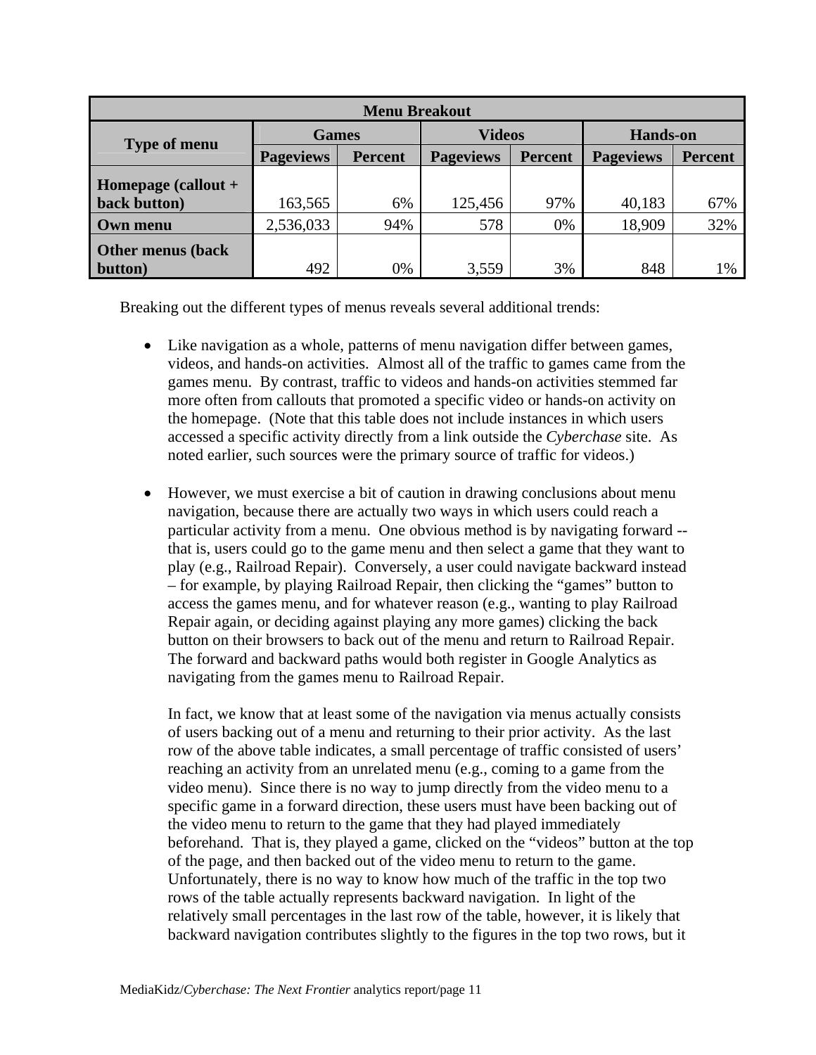| Menu Breakout | | | | | | |
|---|---|---|---|---|---|---|
| Type of menu | Games | | Videos | | Hands-on | |
| | Pageviews | Percent | Pageviews | Percent | Pageviews | Percent |
| **Homepage (callout + back button)** | 163,565 | 6% | 125,456 | 97% | 40,183 | 67% |
| **Own menu** | 2,536,033 | 94% | 578 | 0% | 18,909 | 32% |
| **Other menus (back button)** | 492 | 0% | 3,559 | 3% | 848 | 1% |

Breaking out the different types of menus reveals several additional trends:

- Like navigation as a whole, patterns of menu navigation differ between games, videos, and hands-on activities. Almost all of the traffic to games came from the games menu. By contrast, traffic to videos and hands-on activities stemmed far more often from callouts that promoted a specific video or hands-on activity on the homepage. (Note that this table does not include instances in which users accessed a specific activity directly from a link outside the *Cyberchase* site. As noted earlier, such sources were the primary source of traffic for videos.)

- However, we must exercise a bit of caution in drawing conclusions about menu navigation, because there are actually two ways in which users could reach a particular activity from a menu. One obvious method is by navigating forward -- that is, users could go to the game menu and then select a game that they want to play (e.g., Railroad Repair). Conversely, a user could navigate backward instead – for example, by playing Railroad Repair, then clicking the "games" button to access the games menu, and for whatever reason (e.g., wanting to play Railroad Repair again, or deciding against playing any more games) clicking the back button on their browsers to back out of the menu and return to Railroad Repair. The forward and backward paths would both register in Google Analytics as navigating from the games menu to Railroad Repair.

  In fact, we know that at least some of the navigation via menus actually consists of users backing out of a menu and returning to their prior activity. As the last row of the above table indicates, a small percentage of traffic consisted of users' reaching an activity from an unrelated menu (e.g., coming to a game from the video menu). Since there is no way to jump directly from the video menu to a specific game in a forward direction, these users must have been backing out of the video menu to return to the game that they had played immediately beforehand. That is, they played a game, clicked on the "videos" button at the top of the page, and then backed out of the video menu to return to the game. Unfortunately, there is no way to know how much of the traffic in the top two rows of the table actually represents backward navigation. In light of the relatively small percentages in the last row of the table, however, it is likely that backward navigation contributes slightly to the figures in the top two rows, but it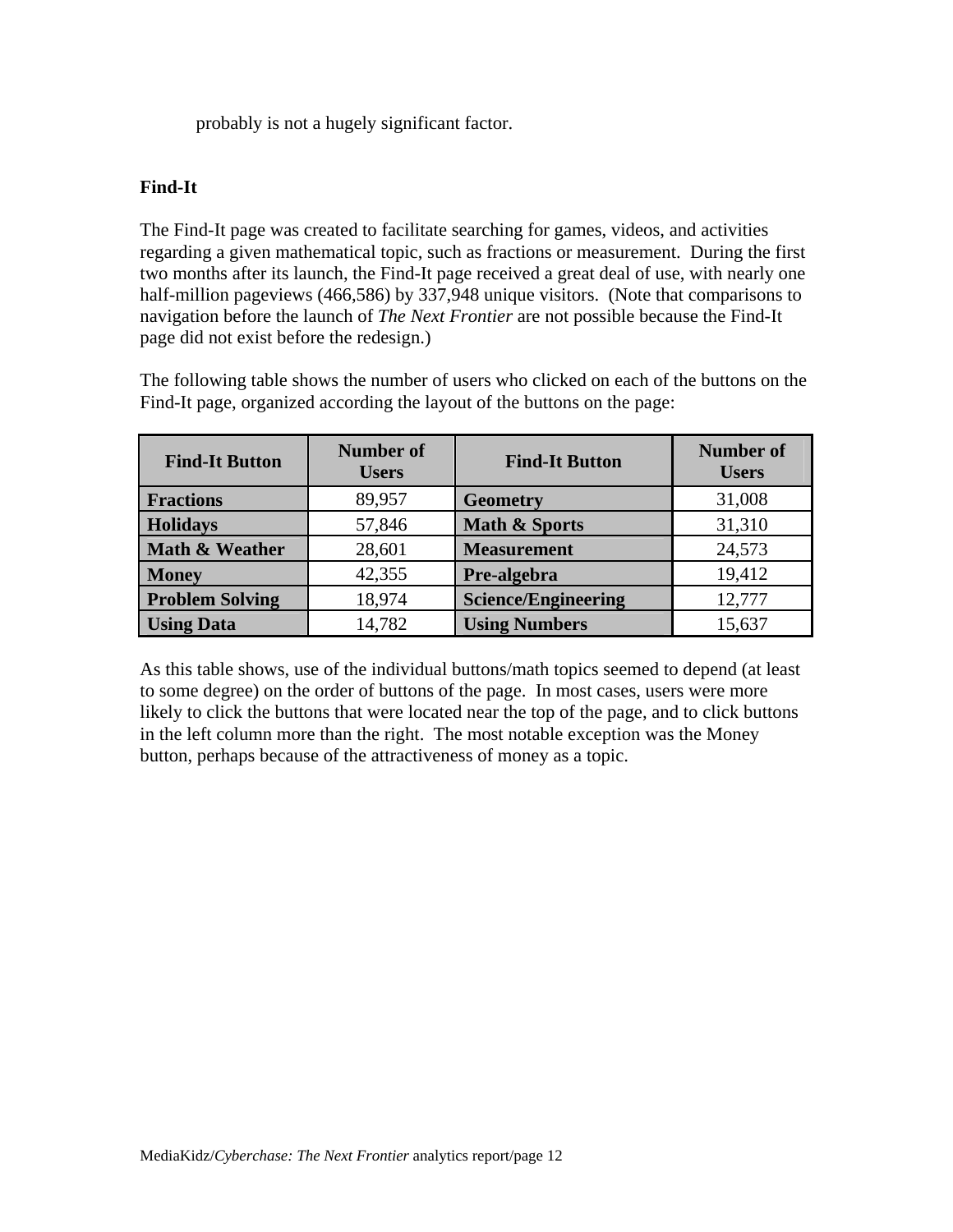probably is not a hugely significant factor.

**Find-It**

The Find-It page was created to facilitate searching for games, videos, and activities regarding a given mathematical topic, such as fractions or measurement. During the first two months after its launch, the Find-It page received a great deal of use, with nearly one half-million pageviews (466,586) by 337,948 unique visitors. (Note that comparisons to navigation before the launch of *The Next Frontier* are not possible because the Find-It page did not exist before the redesign.)

The following table shows the number of users who clicked on each of the buttons on the Find-It page, organized according the layout of the buttons on the page:

| Find-It Button | Number of Users | Find-It Button | Number of Users |
|---|---|---|---|
| **Fractions** | 89,957 | **Geometry** | 31,008 |
| **Holidays** | 57,846 | **Math & Sports** | 31,310 |
| **Math & Weather** | 28,601 | **Measurement** | 24,573 |
| **Money** | 42,355 | **Pre-algebra** | 19,412 |
| **Problem Solving** | 18,974 | **Science/Engineering** | 12,777 |
| **Using Data** | 14,782 | **Using Numbers** | 15,637 |

As this table shows, use of the individual buttons/math topics seemed to depend (at least to some degree) on the order of buttons of the page. In most cases, users were more likely to click the buttons that were located near the top of the page, and to click buttons in the left column more than the right. The most notable exception was the Money button, perhaps because of the attractiveness of money as a topic.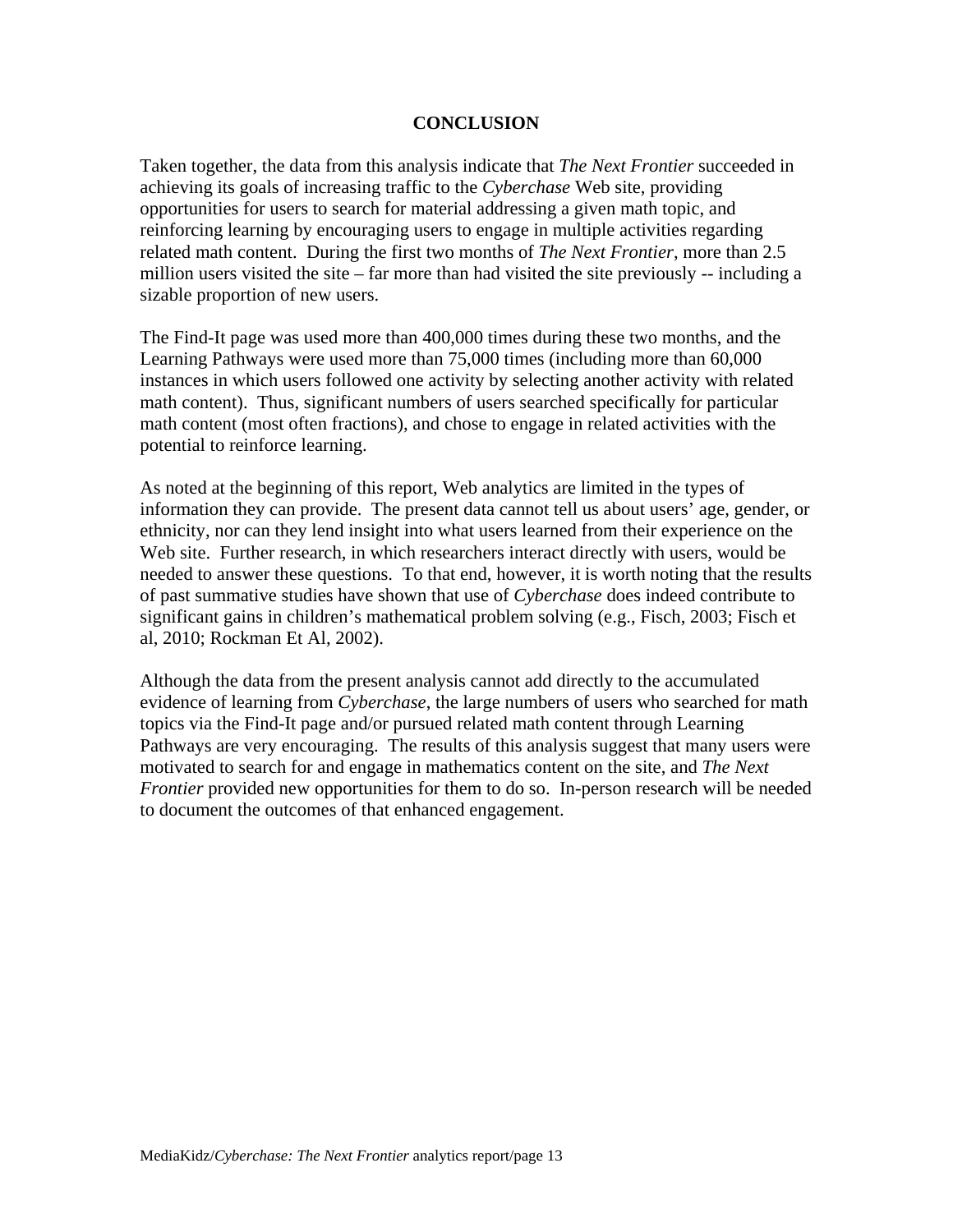# CONCLUSION

Taken together, the data from this analysis indicate that *The Next Frontier* succeeded in achieving its goals of increasing traffic to the *Cyberchase* Web site, providing opportunities for users to search for material addressing a given math topic, and reinforcing learning by encouraging users to engage in multiple activities regarding related math content. During the first two months of *The Next Frontier*, more than 2.5 million users visited the site – far more than had visited the site previously -- including a sizable proportion of new users.

The Find-It page was used more than 400,000 times during these two months, and the Learning Pathways were used more than 75,000 times (including more than 60,000 instances in which users followed one activity by selecting another activity with related math content). Thus, significant numbers of users searched specifically for particular math content (most often fractions), and chose to engage in related activities with the potential to reinforce learning.

As noted at the beginning of this report, Web analytics are limited in the types of information they can provide. The present data cannot tell us about users' age, gender, or ethnicity, nor can they lend insight into what users learned from their experience on the Web site. Further research, in which researchers interact directly with users, would be needed to answer these questions. To that end, however, it is worth noting that the results of past summative studies have shown that use of *Cyberchase* does indeed contribute to significant gains in children's mathematical problem solving (e.g., Fisch, 2003; Fisch et al, 2010; Rockman Et Al, 2002).

Although the data from the present analysis cannot add directly to the accumulated evidence of learning from *Cyberchase*, the large numbers of users who searched for math topics via the Find-It page and/or pursued related math content through Learning Pathways are very encouraging. The results of this analysis suggest that many users were motivated to search for and engage in mathematics content on the site, and *The Next Frontier* provided new opportunities for them to do so. In-person research will be needed to document the outcomes of that enhanced engagement.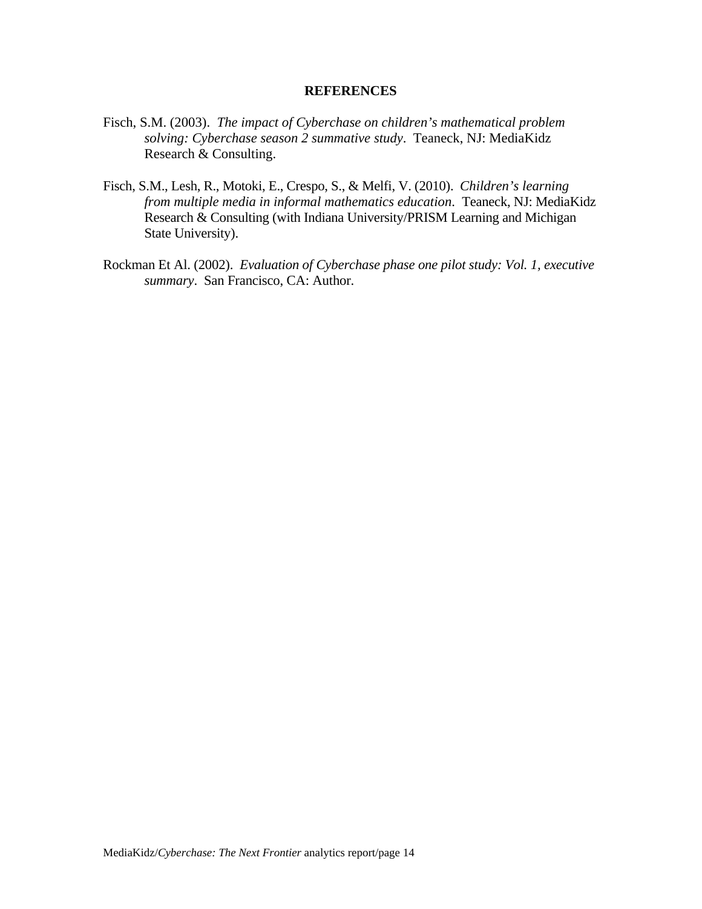# REFERENCES

Fisch, S.M. (2003). *The impact of Cyberchase on children's mathematical problem solving: Cyberchase season 2 summative study*. Teaneck, NJ: MediaKidz Research & Consulting.

Fisch, S.M., Lesh, R., Motoki, E., Crespo, S., & Melfi, V. (2010). *Children's learning from multiple media in informal mathematics education*. Teaneck, NJ: MediaKidz Research & Consulting (with Indiana University/PRISM Learning and Michigan State University).

Rockman Et Al. (2002). *Evaluation of Cyberchase phase one pilot study: Vol. 1, executive summary*. San Francisco, CA: Author.